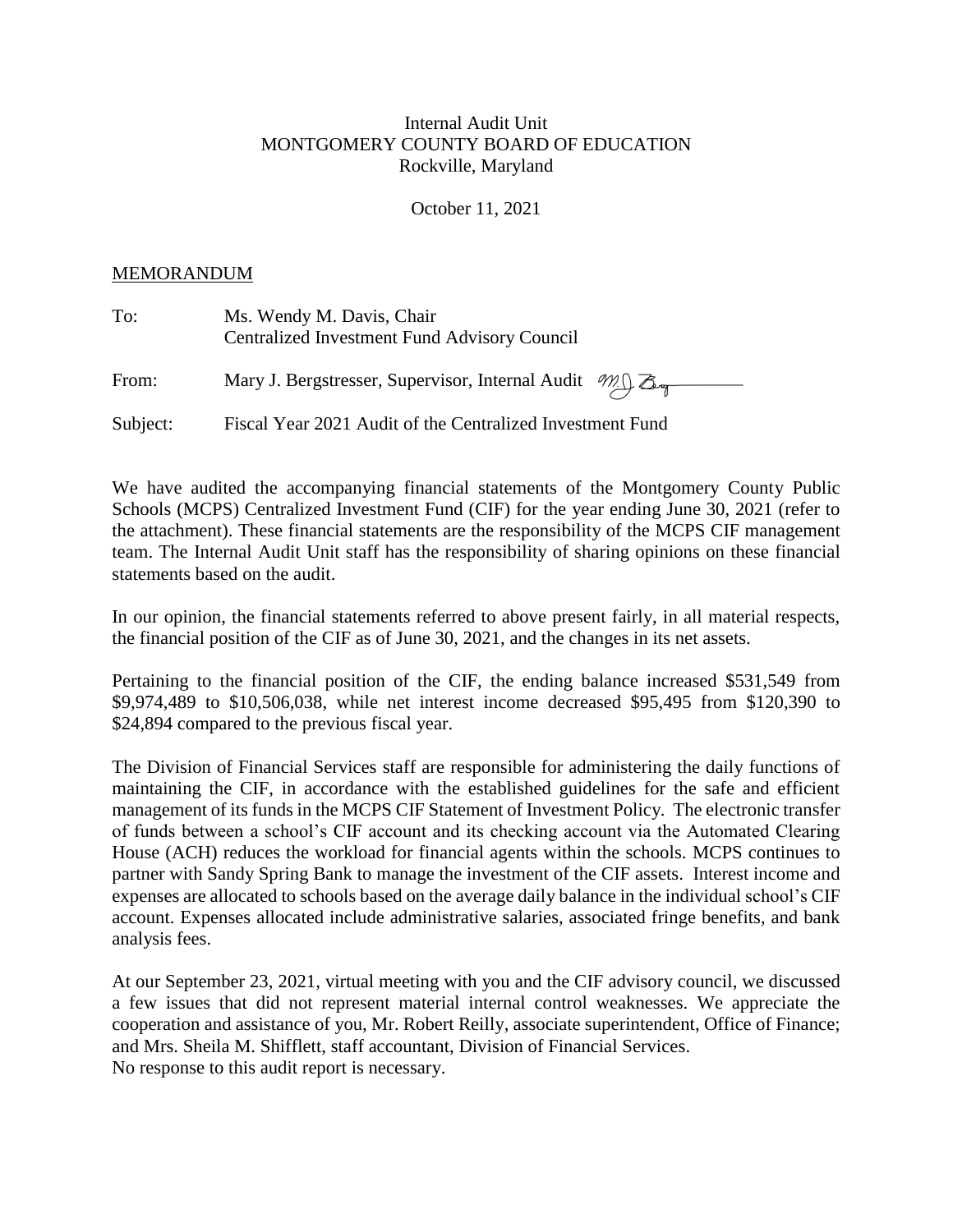Internal Audit Unit
MONTGOMERY COUNTY BOARD OF EDUCATION
Rockville, Maryland

October 11, 2021

MEMORANDUM

To: Ms. Wendy M. Davis, Chair
Centralized Investment Fund Advisory Council

From: Mary J. Bergstresser, Supervisor, Internal Audit

Subject: Fiscal Year 2021 Audit of the Centralized Investment Fund

We have audited the accompanying financial statements of the Montgomery County Public Schools (MCPS) Centralized Investment Fund (CIF) for the year ending June 30, 2021 (refer to the attachment). These financial statements are the responsibility of the MCPS CIF management team. The Internal Audit Unit staff has the responsibility of sharing opinions on these financial statements based on the audit.

In our opinion, the financial statements referred to above present fairly, in all material respects, the financial position of the CIF as of June 30, 2021, and the changes in its net assets.

Pertaining to the financial position of the CIF, the ending balance increased $531,549 from $9,974,489 to $10,506,038, while net interest income decreased $95,495 from $120,390 to $24,894 compared to the previous fiscal year.

The Division of Financial Services staff are responsible for administering the daily functions of maintaining the CIF, in accordance with the established guidelines for the safe and efficient management of its funds in the MCPS CIF Statement of Investment Policy. The electronic transfer of funds between a school's CIF account and its checking account via the Automated Clearing House (ACH) reduces the workload for financial agents within the schools. MCPS continues to partner with Sandy Spring Bank to manage the investment of the CIF assets. Interest income and expenses are allocated to schools based on the average daily balance in the individual school's CIF account. Expenses allocated include administrative salaries, associated fringe benefits, and bank analysis fees.

At our September 23, 2021, virtual meeting with you and the CIF advisory council, we discussed a few issues that did not represent material internal control weaknesses. We appreciate the cooperation and assistance of you, Mr. Robert Reilly, associate superintendent, Office of Finance; and Mrs. Sheila M. Shifflett, staff accountant, Division of Financial Services.
No response to this audit report is necessary.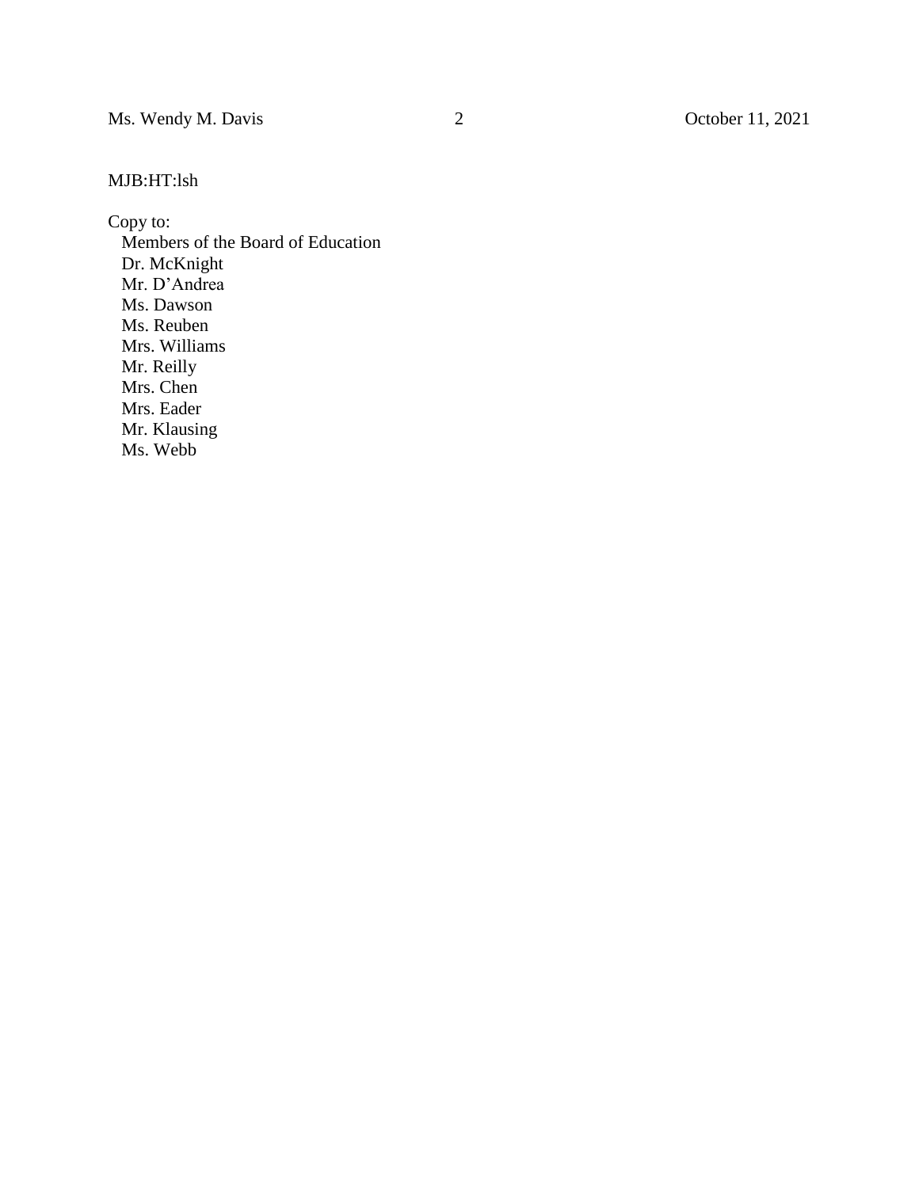MJB:HT:lsh

Copy to:
Members of the Board of Education
Dr. McKnight
Mr. D'Andrea
Ms. Dawson
Ms. Reuben
Mrs. Williams
Mr. Reilly
Mrs. Chen
Mrs. Eader
Mr. Klausing
Ms. Webb